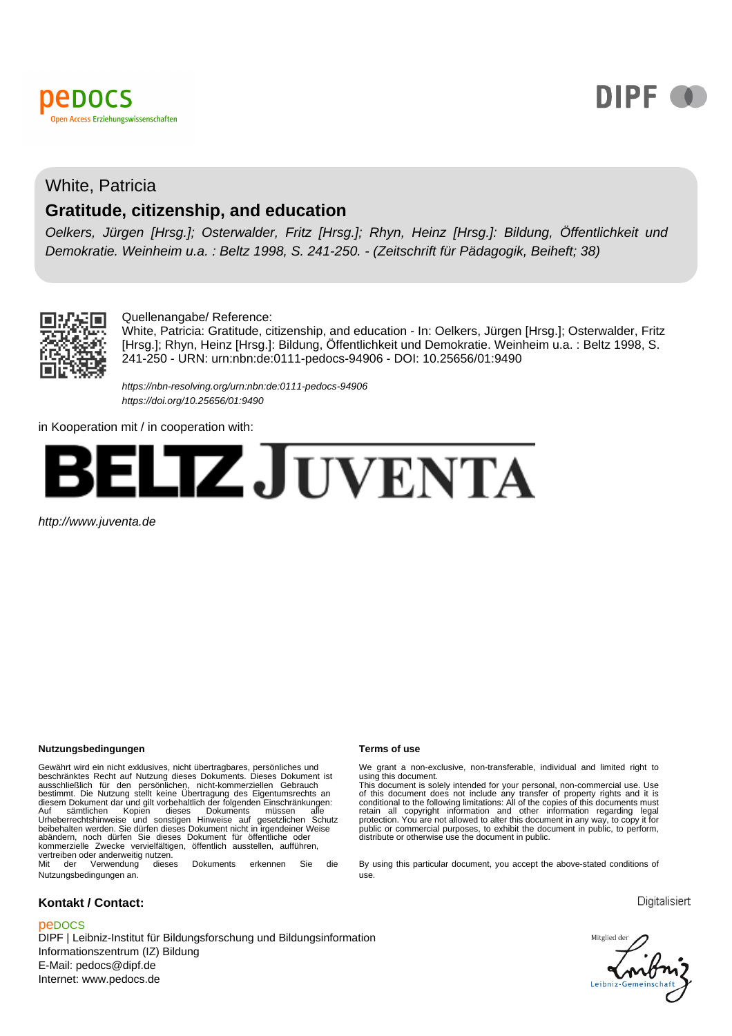peDOCS
Open Access Erziehungswissenschaften

DIPF

White, Patricia

# Gratitude, citizenship, and education

*Oelkers, Jürgen [Hrsg.]; Osterwalder, Fritz [Hrsg.]; Rhyn, Heinz [Hrsg.]: Bildung, Öffentlichkeit und Demokratie. Weinheim u.a. : Beltz 1998, S. 241-250. - (Zeitschrift für Pädagogik, Beiheft; 38)*

Quellenangabe/ Reference:
White, Patricia: Gratitude, citizenship, and education - In: Oelkers, Jürgen [Hrsg.]; Osterwalder, Fritz [Hrsg.]; Rhyn, Heinz [Hrsg.]: Bildung, Öffentlichkeit und Demokratie. Weinheim u.a. : Beltz 1998, S. 241-250 - URN: urn:nbn:de:0111-pedocs-94906 - DOI: 10.25656/01:9490

*https://nbn-resolving.org/urn:nbn:de:0111-pedocs-94906*
*https://doi.org/10.25656/01:9490*

in Kooperation mit / in cooperation with:

BELTZ JUVENTA

*http://www.juventa.de*

**Nutzungsbedingungen**

Gewährt wird ein nicht exklusives, nicht übertragbares, persönliches und beschränktes Recht auf Nutzung dieses Dokuments. Dieses Dokument ist ausschließlich für den persönlichen, nicht-kommerziellen Gebrauch bestimmt. Die Nutzung stellt keine Übertragung des Eigentumsrechts an diesem Dokument dar und gilt vorbehaltlich der folgenden Einschränkungen: Auf sämtlichen Kopien dieses Dokuments müssen alle Urheberrechtshinweise und sonstigen Hinweise auf gesetzlichen Schutz beibehalten werden. Sie dürfen dieses Dokument nicht in irgendeiner Weise abändern, noch dürfen Sie dieses Dokument für öffentliche oder kommerzielle Zwecke vervielfältigen, öffentlich ausstellen, aufführen, vertreiben oder anderweitig nutzen.
Mit der Verwendung dieses Dokuments erkennen Sie die Nutzungsbedingungen an.

**Terms of use**

We grant a non-exclusive, non-transferable, individual and limited right to using this document.
This document is solely intended for your personal, non-commercial use. Use of this document does not include any transfer of property rights and it is conditional to the following limitations: All of the copies of this documents must retain all copyright information and other information regarding legal protection. You are not allowed to alter this document in any way, to copy it for public or commercial purposes, to exhibit the document in public, to perform, distribute or otherwise use the document in public.

By using this particular document, you accept the above-stated conditions of use.

**Kontakt / Contact:**

peDOCS
DIPF | Leibniz-Institut für Bildungsforschung und Bildungsinformation
Informationszentrum (IZ) Bildung
E-Mail: pedocs@dipf.de
Internet: www.pedocs.de

Digitalisiert

Mitglied der Leibniz-Gemeinschaft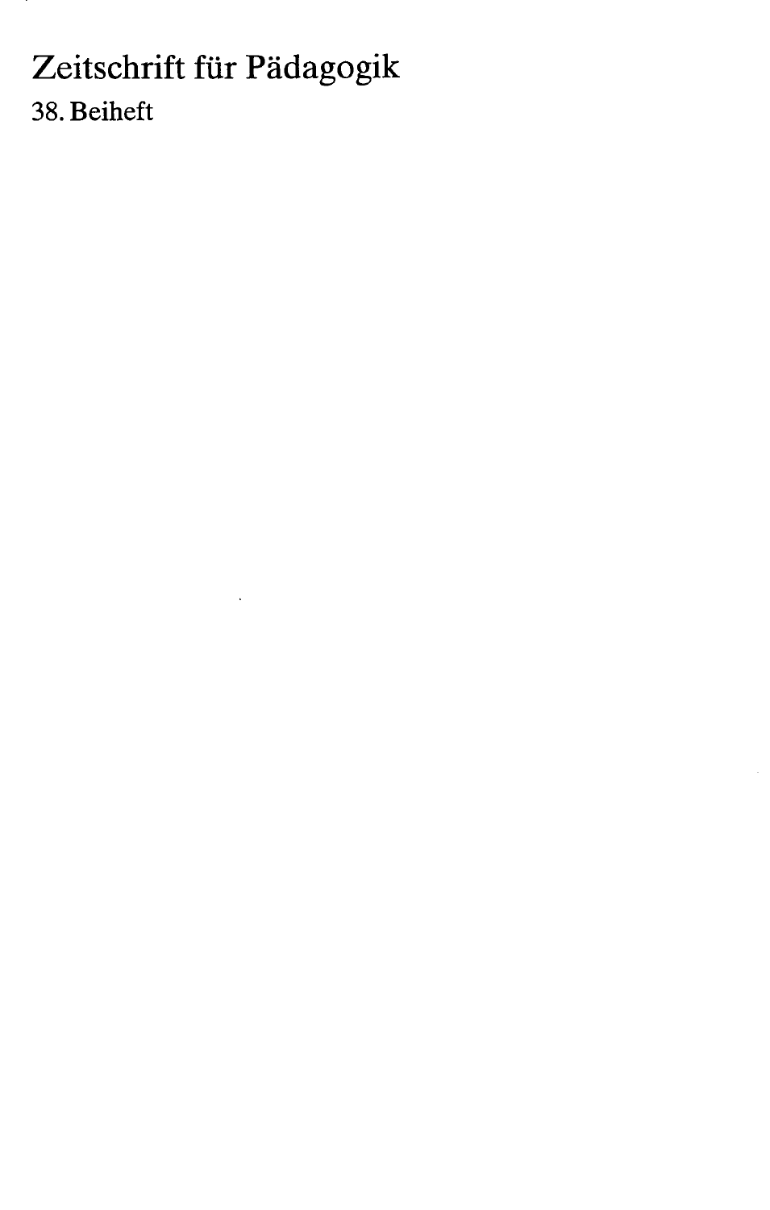# Zeitschrift für Pädagogik

38. Beiheft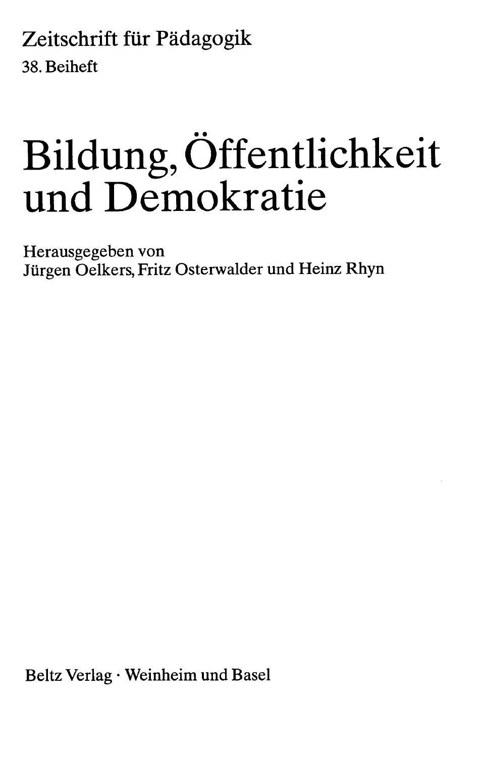Zeitschrift für Pädagogik

38. Beiheft

# Bildung, Öffentlichkeit und Demokratie

Herausgegeben von
Jürgen Oelkers, Fritz Osterwalder und Heinz Rhyn

Beltz Verlag · Weinheim und Basel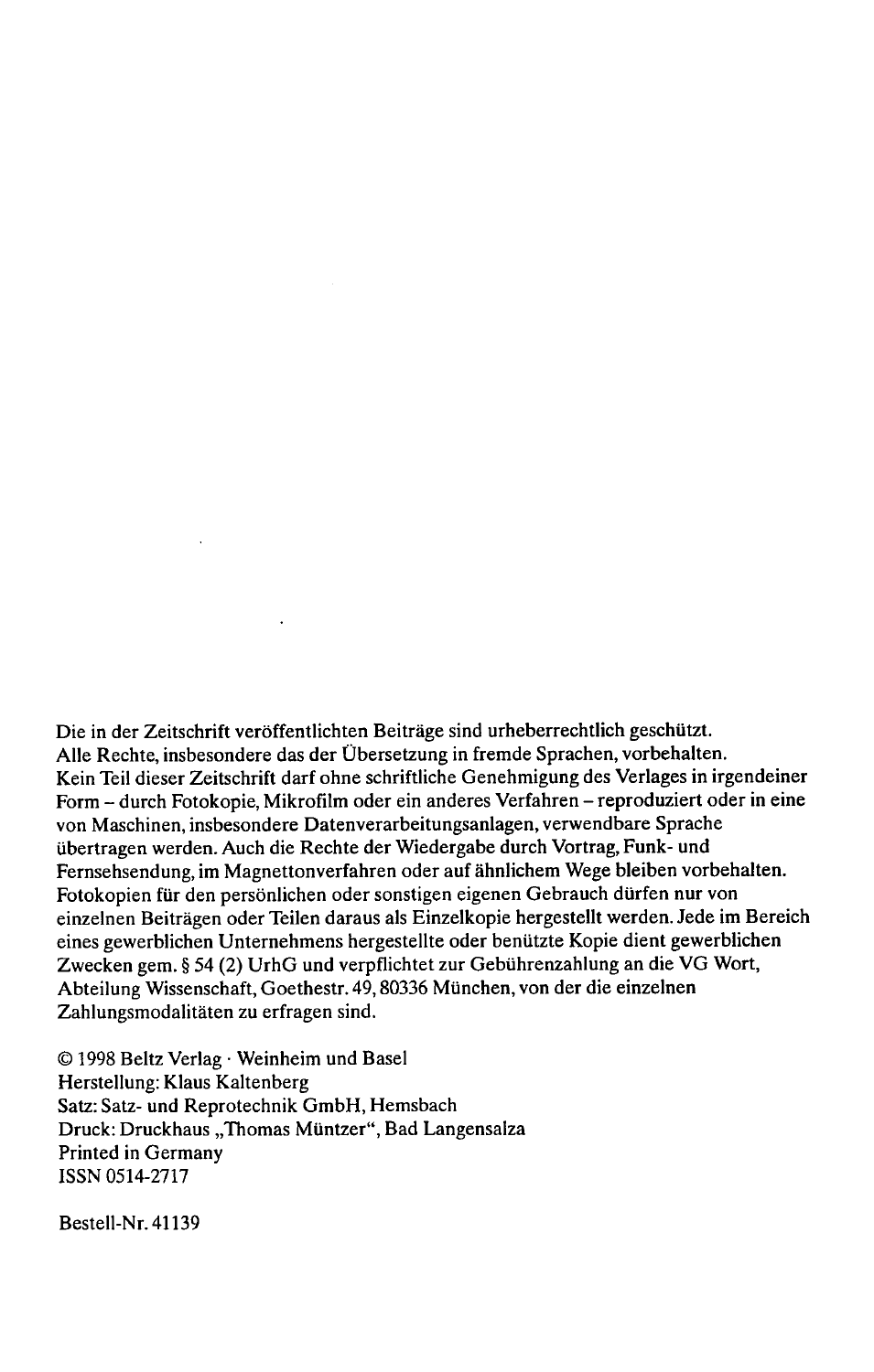Die in der Zeitschrift veröffentlichten Beiträge sind urheberrechtlich geschützt. Alle Rechte, insbesondere das der Übersetzung in fremde Sprachen, vorbehalten. Kein Teil dieser Zeitschrift darf ohne schriftliche Genehmigung des Verlages in irgendeiner Form – durch Fotokopie, Mikrofilm oder ein anderes Verfahren – reproduziert oder in eine von Maschinen, insbesondere Datenverarbeitungsanlagen, verwendbare Sprache übertragen werden. Auch die Rechte der Wiedergabe durch Vortrag, Funk- und Fernsehsendung, im Magnettonverfahren oder auf ähnlichem Wege bleiben vorbehalten. Fotokopien für den persönlichen oder sonstigen eigenen Gebrauch dürfen nur von einzelnen Beiträgen oder Teilen daraus als Einzelkopie hergestellt werden. Jede im Bereich eines gewerblichen Unternehmens hergestellte oder benützte Kopie dient gewerblichen Zwecken gem. § 54 (2) UrhG und verpflichtet zur Gebührenzahlung an die VG Wort, Abteilung Wissenschaft, Goethestr. 49, 80336 München, von der die einzelnen Zahlungsmodalitäten zu erfragen sind.

© 1998 Beltz Verlag · Weinheim und Basel
Herstellung: Klaus Kaltenberg
Satz: Satz- und Reprotechnik GmbH, Hemsbach
Druck: Druckhaus „Thomas Müntzer", Bad Langensalza
Printed in Germany
ISSN 0514-2717

Bestell-Nr. 41139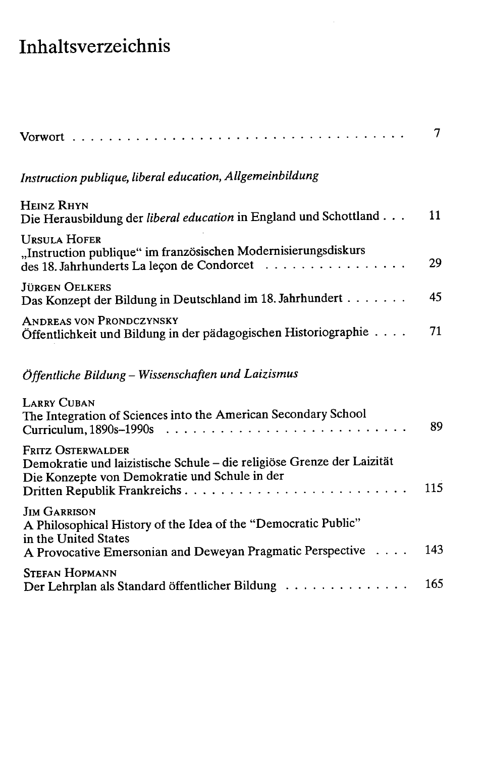# Inhaltsverzeichnis

Vorwort ... 7

*Instruction publique, liberal education, Allgemeinbildung*

Heinz Rhyn
Die Herausbildung der *liberal education* in England und Schottland ... 11

Ursula Hofer
„Instruction publique“ im französischen Modernisierungsdiskurs des 18. Jahrhunderts La leçon de Condorcet ... 29

Jürgen Oelkers
Das Konzept der Bildung in Deutschland im 18. Jahrhundert ... 45

Andreas von Prondczynsky
Öffentlichkeit und Bildung in der pädagogischen Historiographie ... 71

*Öffentliche Bildung – Wissenschaften und Laizismus*

Larry Cuban
The Integration of Sciences into the American Secondary School Curriculum, 1890s–1990s ... 89

Fritz Osterwalder
Demokratie und laizistische Schule – die religiöse Grenze der Laizität
Die Konzepte von Demokratie und Schule in der Dritten Republik Frankreichs ... 115

Jim Garrison
A Philosophical History of the Idea of the "Democratic Public" in the United States
A Provocative Emersonian and Deweyan Pragmatic Perspective ... 143

Stefan Hopmann
Der Lehrplan als Standard öffentlicher Bildung ... 165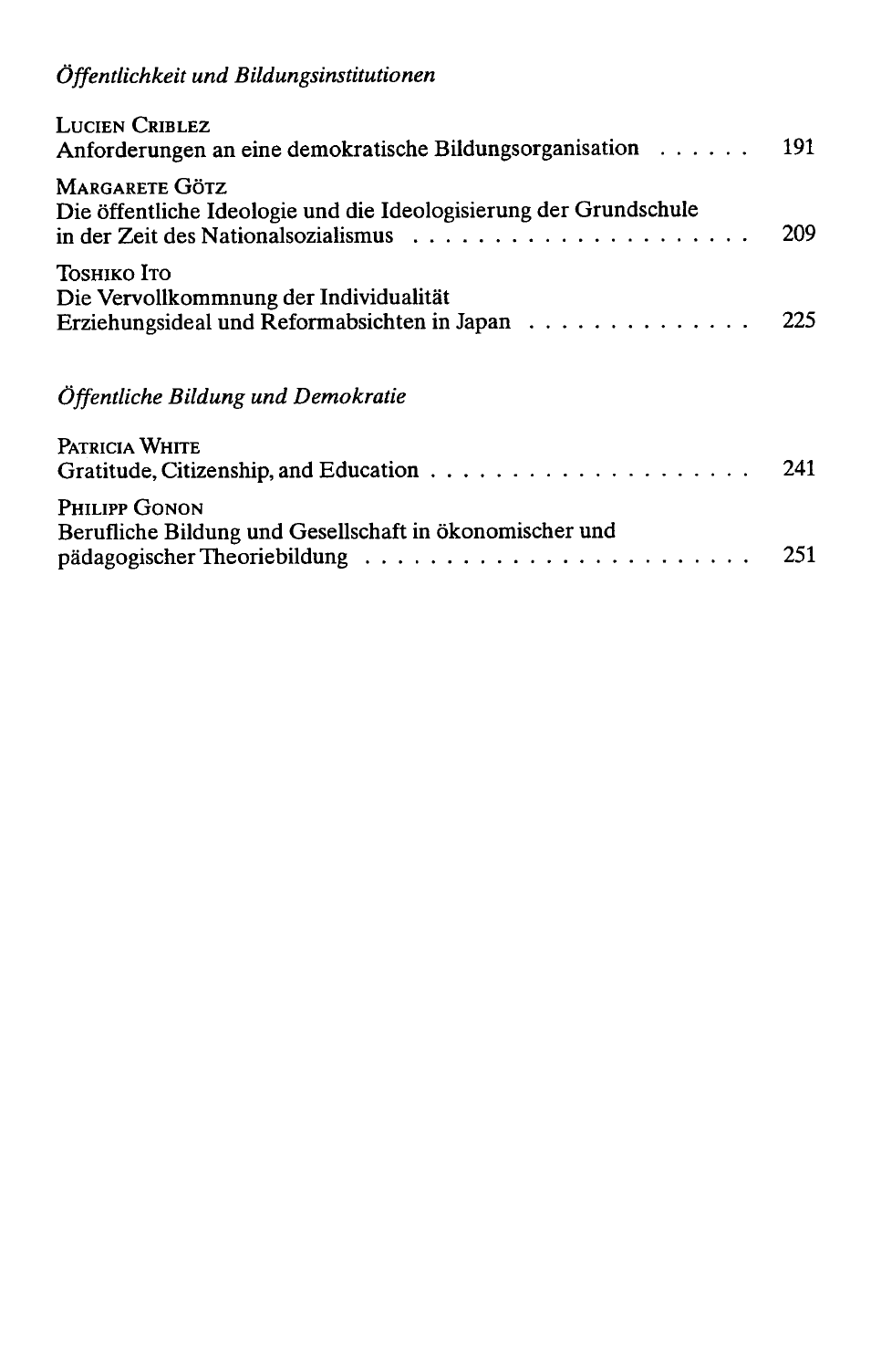*Öffentlichkeit und Bildungsinstitutionen*

LUCIEN CRIBLEZ
Anforderungen an eine demokratische Bildungsorganisation . . . . . . 191

MARGARETE GÖTZ
Die öffentliche Ideologie und die Ideologisierung der Grundschule in der Zeit des Nationalsozialismus . . . . . . . . . . . . . . . . . . . . . 209

TOSHIKO ITO
Die Vervollkommnung der Individualität
Erziehungsideal und Reformabsichten in Japan . . . . . . . . . . . . . . 225

*Öffentliche Bildung und Demokratie*

PATRICIA WHITE
Gratitude, Citizenship, and Education . . . . . . . . . . . . . . . . . . . . . 241

PHILIPP GONON
Berufliche Bildung und Gesellschaft in ökonomischer und pädagogischer Theoriebildung . . . . . . . . . . . . . . . . . . . . . . . . 251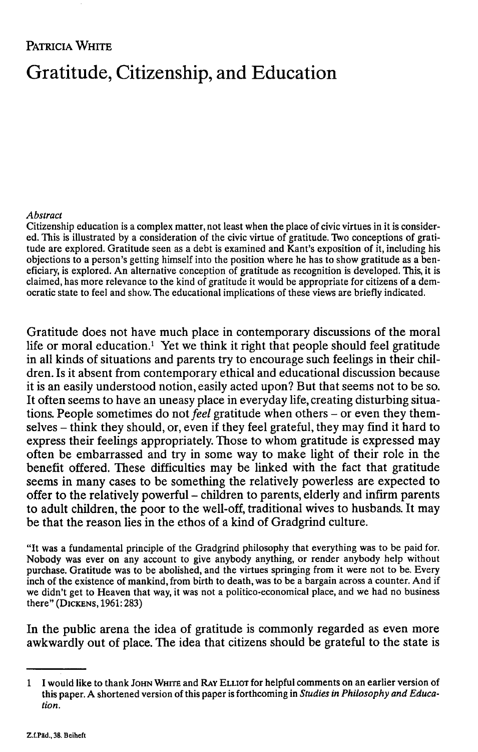Patricia White

# Gratitude, Citizenship, and Education

*Abstract*

Citizenship education is a complex matter, not least when the place of civic virtues in it is considered. This is illustrated by a consideration of the civic virtue of gratitude. Two conceptions of gratitude are explored. Gratitude seen as a debt is examined and Kant's exposition of it, including his objections to a person's getting himself into the position where he has to show gratitude as a beneficiary, is explored. An alternative conception of gratitude as recognition is developed. This, it is claimed, has more relevance to the kind of gratitude it would be appropriate for citizens of a democratic state to feel and show. The educational implications of these views are briefly indicated.

Gratitude does not have much place in contemporary discussions of the moral life or moral education.[1] Yet we think it right that people should feel gratitude in all kinds of situations and parents try to encourage such feelings in their children. Is it absent from contemporary ethical and educational discussion because it is an easily understood notion, easily acted upon? But that seems not to be so. It often seems to have an uneasy place in everyday life, creating disturbing situations. People sometimes do not *feel* gratitude when others – or even they themselves – think they should, or, even if they feel grateful, they may find it hard to express their feelings appropriately. Those to whom gratitude is expressed may often be embarrassed and try in some way to make light of their role in the benefit offered. These difficulties may be linked with the fact that gratitude seems in many cases to be something the relatively powerless are expected to offer to the relatively powerful – children to parents, elderly and infirm parents to adult children, the poor to the well-off, traditional wives to husbands. It may be that the reason lies in the ethos of a kind of Gradgrind culture.

"It was a fundamental principle of the Gradgrind philosophy that everything was to be paid for. Nobody was ever on any account to give anybody anything, or render anybody help without purchase. Gratitude was to be abolished, and the virtues springing from it were not to be. Every inch of the existence of mankind, from birth to death, was to be a bargain across a counter. And if we didn't get to Heaven that way, it was not a politico-economical place, and we had no business there" (Dickens, 1961: 283)

In the public arena the idea of gratitude is commonly regarded as even more awkwardly out of place. The idea that citizens should be grateful to the state is

1 I would like to thank John White and Ray Elliot for helpful comments on an earlier version of this paper. A shortened version of this paper is forthcoming in *Studies in Philosophy and Education*.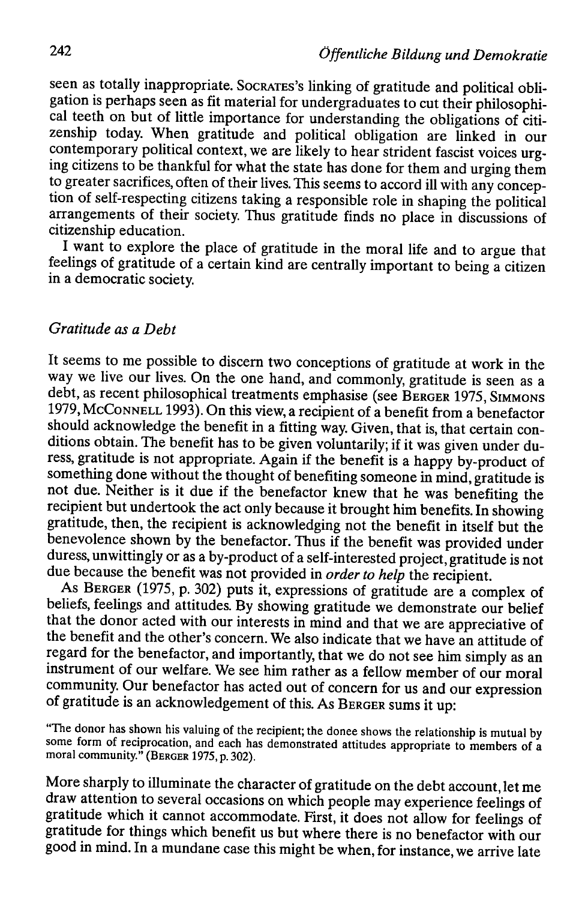seen as totally inappropriate. SOCRATES's linking of gratitude and political obligation is perhaps seen as fit material for undergraduates to cut their philosophical teeth on but of little importance for understanding the obligations of citizenship today. When gratitude and political obligation are linked in our contemporary political context, we are likely to hear strident fascist voices urging citizens to be thankful for what the state has done for them and urging them to greater sacrifices, often of their lives. This seems to accord ill with any conception of self-respecting citizens taking a responsible role in shaping the political arrangements of their society. Thus gratitude finds no place in discussions of citizenship education.

I want to explore the place of gratitude in the moral life and to argue that feelings of gratitude of a certain kind are centrally important to being a citizen in a democratic society.

### *Gratitude as a Debt*

It seems to me possible to discern two conceptions of gratitude at work in the way we live our lives. On the one hand, and commonly, gratitude is seen as a debt, as recent philosophical treatments emphasise (see BERGER 1975, SIMMONS 1979, MCCONNELL 1993). On this view, a recipient of a benefit from a benefactor should acknowledge the benefit in a fitting way. Given, that is, that certain conditions obtain. The benefit has to be given voluntarily; if it was given under duress, gratitude is not appropriate. Again if the benefit is a happy by-product of something done without the thought of benefiting someone in mind, gratitude is not due. Neither is it due if the benefactor knew that he was benefiting the recipient but undertook the act only because it brought him benefits. In showing gratitude, then, the recipient is acknowledging not the benefit in itself but the benevolence shown by the benefactor. Thus if the benefit was provided under duress, unwittingly or as a by-product of a self-interested project, gratitude is not due because the benefit was not provided in *order to help* the recipient.

As BERGER (1975, p. 302) puts it, expressions of gratitude are a complex of beliefs, feelings and attitudes. By showing gratitude we demonstrate our belief that the donor acted with our interests in mind and that we are appreciative of the benefit and the other's concern. We also indicate that we have an attitude of regard for the benefactor, and importantly, that we do not see him simply as an instrument of our welfare. We see him rather as a fellow member of our moral community. Our benefactor has acted out of concern for us and our expression of gratitude is an acknowledgement of this. As BERGER sums it up:

> "The donor has shown his valuing of the recipient; the donee shows the relationship is mutual by some form of reciprocation, and each has demonstrated attitudes appropriate to members of a moral community." (BERGER 1975, p. 302).

More sharply to illuminate the character of gratitude on the debt account, let me draw attention to several occasions on which people may experience feelings of gratitude which it cannot accommodate. First, it does not allow for feelings of gratitude for things which benefit us but where there is no benefactor with our good in mind. In a mundane case this might be when, for instance, we arrive late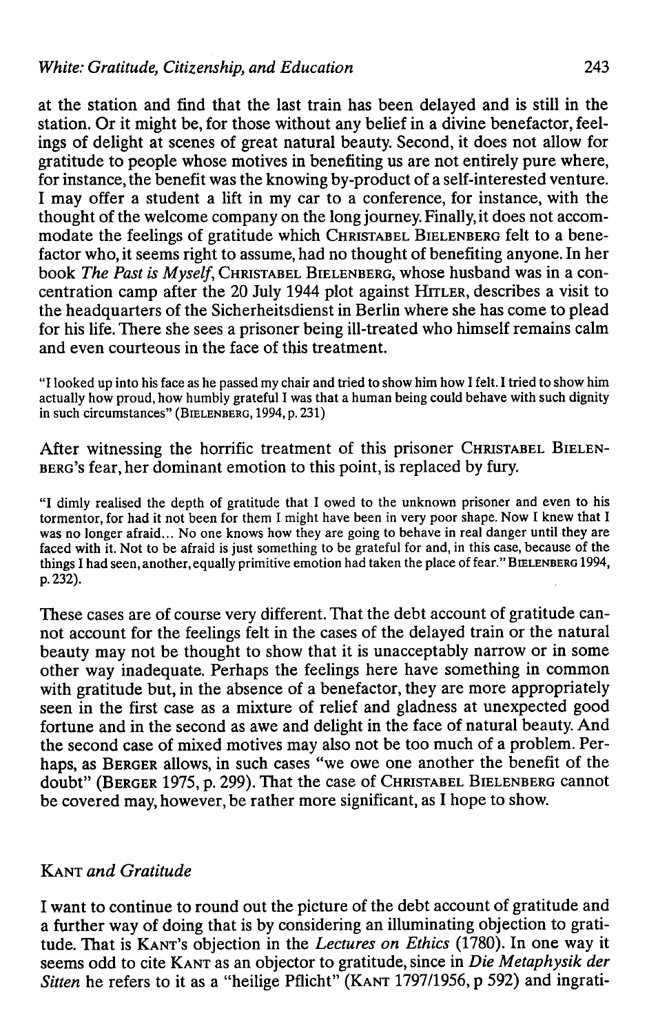at the station and find that the last train has been delayed and is still in the station. Or it might be, for those without any belief in a divine benefactor, feelings of delight at scenes of great natural beauty. Second, it does not allow for gratitude to people whose motives in benefiting us are not entirely pure where, for instance, the benefit was the knowing by-product of a self-interested venture. I may offer a student a lift in my car to a conference, for instance, with the thought of the welcome company on the long journey. Finally, it does not accommodate the feelings of gratitude which CHRISTABEL BIELENBERG felt to a benefactor who, it seems right to assume, had no thought of benefiting anyone. In her book *The Past is Myself*, CHRISTABEL BIELENBERG, whose husband was in a concentration camp after the 20 July 1944 plot against HITLER, describes a visit to the headquarters of the Sicherheitsdienst in Berlin where she has come to plead for his life. There she sees a prisoner being ill-treated who himself remains calm and even courteous in the face of this treatment.

"I looked up into his face as he passed my chair and tried to show him how I felt. I tried to show him actually how proud, how humbly grateful I was that a human being could behave with such dignity in such circumstances" (BIELENBERG, 1994, p. 231)

After witnessing the horrific treatment of this prisoner CHRISTABEL BIELENBERG's fear, her dominant emotion to this point, is replaced by fury.

"I dimly realised the depth of gratitude that I owed to the unknown prisoner and even to his tormentor, for had it not been for them I might have been in very poor shape. Now I knew that I was no longer afraid... No one knows how they are going to behave in real danger until they are faced with it. Not to be afraid is just something to be grateful for and, in this case, because of the things I had seen, another, equally primitive emotion had taken the place of fear." BIELENBERG 1994, p. 232).

These cases are of course very different. That the debt account of gratitude cannot account for the feelings felt in the cases of the delayed train or the natural beauty may not be thought to show that it is unacceptably narrow or in some other way inadequate. Perhaps the feelings here have something in common with gratitude but, in the absence of a benefactor, they are more appropriately seen in the first case as a mixture of relief and gladness at unexpected good fortune and in the second as awe and delight in the face of natural beauty. And the second case of mixed motives may also not be too much of a problem. Perhaps, as BERGER allows, in such cases "we owe one another the benefit of the doubt" (BERGER 1975, p. 299). That the case of CHRISTABEL BIELENBERG cannot be covered may, however, be rather more significant, as I hope to show.

## KANT *and Gratitude*

I want to continue to round out the picture of the debt account of gratitude and a further way of doing that is by considering an illuminating objection to gratitude. That is KANT's objection in the *Lectures on Ethics* (1780). In one way it seems odd to cite KANT as an objector to gratitude, since in *Die Metaphysik der Sitten* he refers to it as a "heilige Pflicht" (KANT 1797/1956, p 592) and ingrati-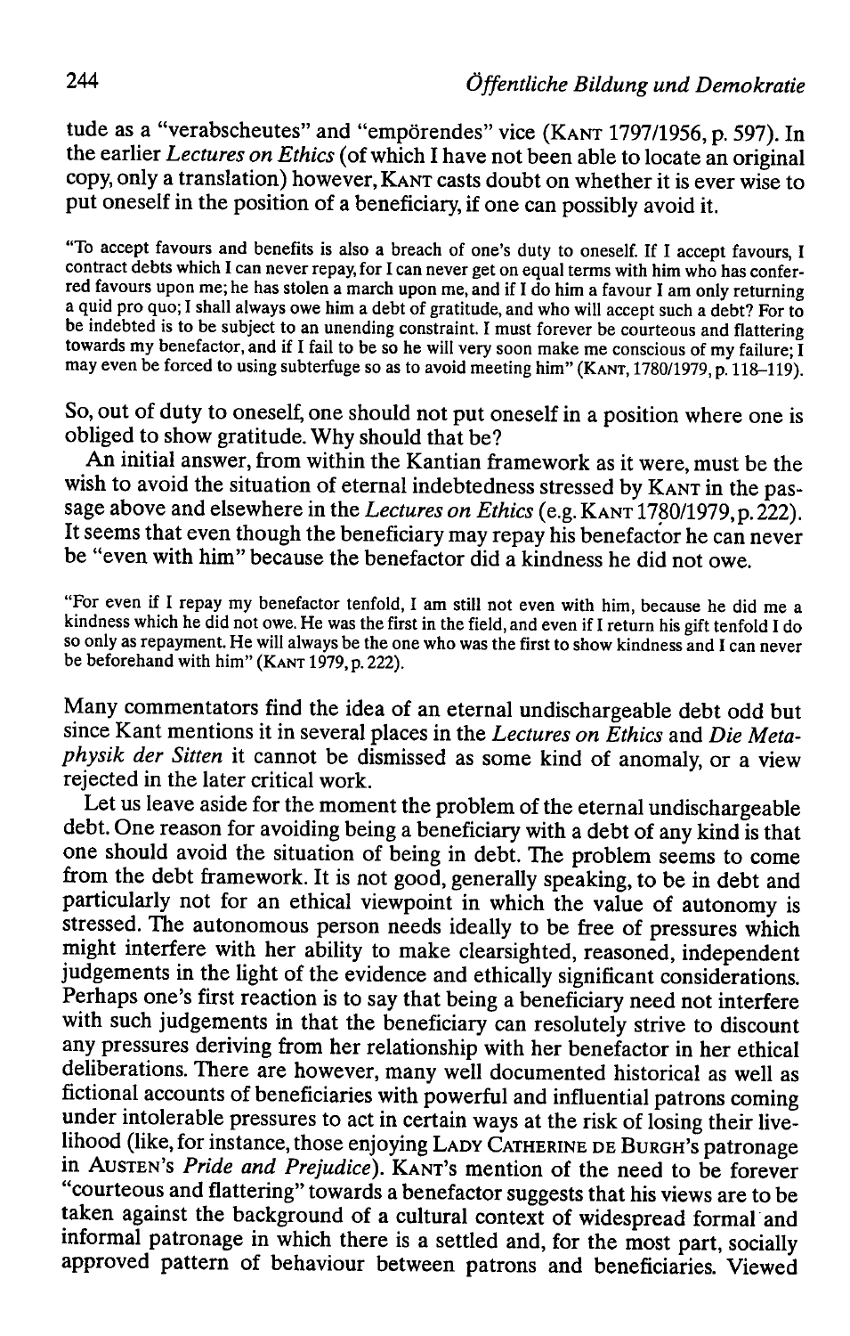tude as a "verabscheutes" and "empörendes" vice (KANT 1797/1956, p. 597). In the earlier *Lectures on Ethics* (of which I have not been able to locate an original copy, only a translation) however, KANT casts doubt on whether it is ever wise to put oneself in the position of a beneficiary, if one can possibly avoid it.

> "To accept favours and benefits is also a breach of one's duty to oneself. If I accept favours, I contract debts which I can never repay, for I can never get on equal terms with him who has conferred favours upon me; he has stolen a march upon me, and if I do him a favour I am only returning a quid pro quo; I shall always owe him a debt of gratitude, and who will accept such a debt? For to be indebted is to be subject to an unending constraint. I must forever be courteous and flattering towards my benefactor, and if I fail to be so he will very soon make me conscious of my failure; I may even be forced to using subterfuge so as to avoid meeting him" (KANT, 1780/1979, p. 118–119).

So, out of duty to oneself, one should not put oneself in a position where one is obliged to show gratitude. Why should that be?

An initial answer, from within the Kantian framework as it were, must be the wish to avoid the situation of eternal indebtedness stressed by KANT in the passage above and elsewhere in the *Lectures on Ethics* (e.g. KANT 1780/1979, p. 222). It seems that even though the beneficiary may repay his benefactor he can never be "even with him" because the benefactor did a kindness he did not owe.

> "For even if I repay my benefactor tenfold, I am still not even with him, because he did me a kindness which he did not owe. He was the first in the field, and even if I return his gift tenfold I do so only as repayment. He will always be the one who was the first to show kindness and I can never be beforehand with him" (KANT 1979, p. 222).

Many commentators find the idea of an eternal undischargeable debt odd but since Kant mentions it in several places in the *Lectures on Ethics* and *Die Metaphysik der Sitten* it cannot be dismissed as some kind of anomaly, or a view rejected in the later critical work.

Let us leave aside for the moment the problem of the eternal undischargeable debt. One reason for avoiding being a beneficiary with a debt of any kind is that one should avoid the situation of being in debt. The problem seems to come from the debt framework. It is not good, generally speaking, to be in debt and particularly not for an ethical viewpoint in which the value of autonomy is stressed. The autonomous person needs ideally to be free of pressures which might interfere with her ability to make clearsighted, reasoned, independent judgements in the light of the evidence and ethically significant considerations. Perhaps one's first reaction is to say that being a beneficiary need not interfere with such judgements in that the beneficiary can resolutely strive to discount any pressures deriving from her relationship with her benefactor in her ethical deliberations. There are however, many well documented historical as well as fictional accounts of beneficiaries with powerful and influential patrons coming under intolerable pressures to act in certain ways at the risk of losing their livelihood (like, for instance, those enjoying LADY CATHERINE DE BURGH's patronage in AUSTEN's *Pride and Prejudice*). KANT's mention of the need to be forever "courteous and flattering" towards a benefactor suggests that his views are to be taken against the background of a cultural context of widespread formal and informal patronage in which there is a settled and, for the most part, socially approved pattern of behaviour between patrons and beneficiaries. Viewed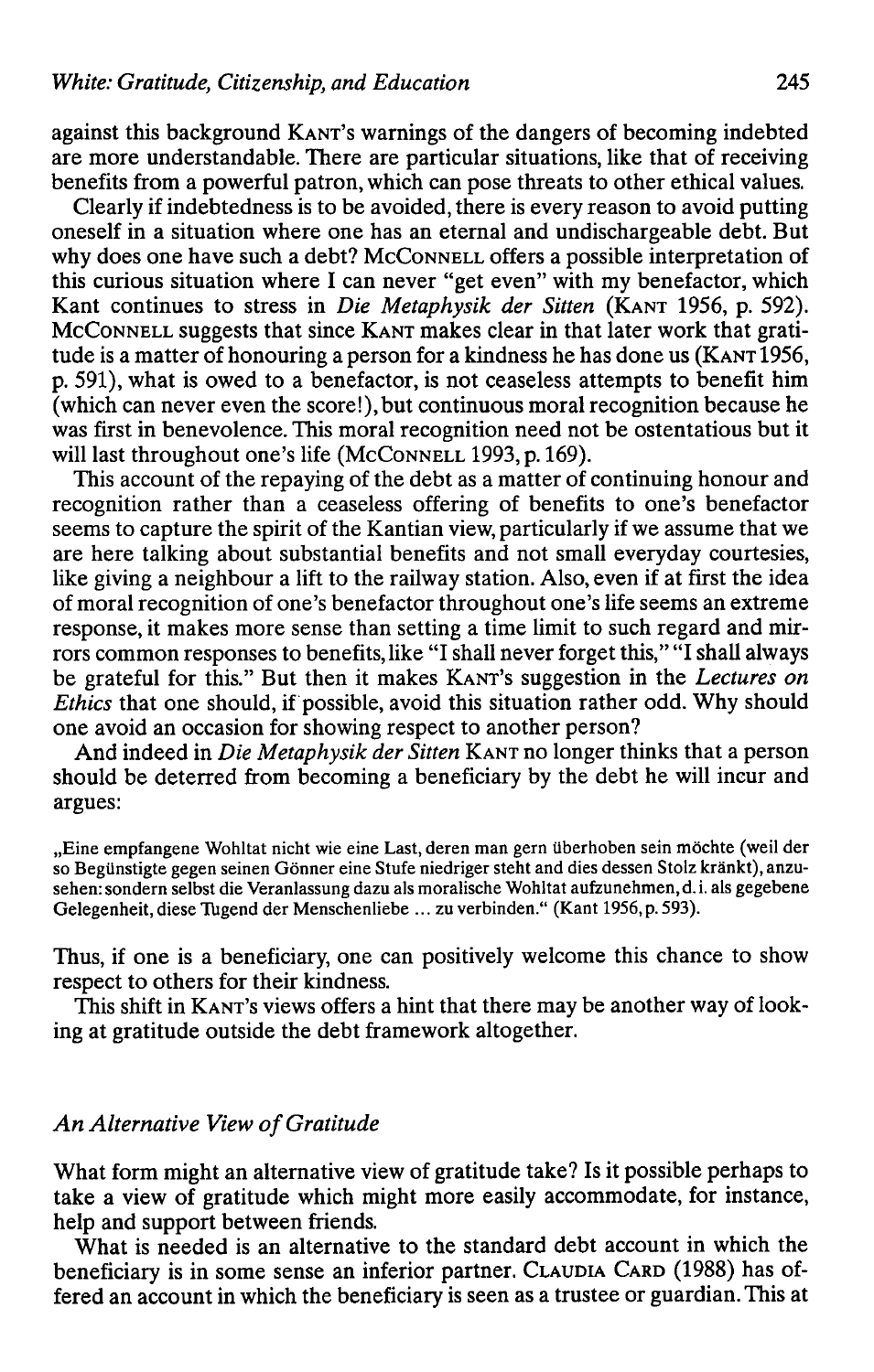against this background KANT's warnings of the dangers of becoming indebted are more understandable. There are particular situations, like that of receiving benefits from a powerful patron, which can pose threats to other ethical values.

Clearly if indebtedness is to be avoided, there is every reason to avoid putting oneself in a situation where one has an eternal and undischargeable debt. But why does one have such a debt? McCONNELL offers a possible interpretation of this curious situation where I can never "get even" with my benefactor, which Kant continues to stress in *Die Metaphysik der Sitten* (KANT 1956, p. 592). McCONNELL suggests that since KANT makes clear in that later work that gratitude is a matter of honouring a person for a kindness he has done us (KANT 1956, p. 591), what is owed to a benefactor, is not ceaseless attempts to benefit him (which can never even the score!), but continuous moral recognition because he was first in benevolence. This moral recognition need not be ostentatious but it will last throughout one's life (McCONNELL 1993, p. 169).

This account of the repaying of the debt as a matter of continuing honour and recognition rather than a ceaseless offering of benefits to one's benefactor seems to capture the spirit of the Kantian view, particularly if we assume that we are here talking about substantial benefits and not small everyday courtesies, like giving a neighbour a lift to the railway station. Also, even if at first the idea of moral recognition of one's benefactor throughout one's life seems an extreme response, it makes more sense than setting a time limit to such regard and mirrors common responses to benefits, like "I shall never forget this," "I shall always be grateful for this." But then it makes KANT's suggestion in the *Lectures on Ethics* that one should, if possible, avoid this situation rather odd. Why should one avoid an occasion for showing respect to another person?

And indeed in *Die Metaphysik der Sitten* KANT no longer thinks that a person should be deterred from becoming a beneficiary by the debt he will incur and argues:

„Eine empfangene Wohltat nicht wie eine Last, deren man gern überhoben sein möchte (weil der so Begünstigte gegen seinen Gönner eine Stufe niedriger steht and dies dessen Stolz kränkt), anzusehen: sondern selbst die Veranlassung dazu als moralische Wohltat aufzunehmen, d. i. als gegebene Gelegenheit, diese Tugend der Menschenliebe ... zu verbinden." (Kant 1956, p. 593).

Thus, if one is a beneficiary, one can positively welcome this chance to show respect to others for their kindness.

This shift in KANT's views offers a hint that there may be another way of looking at gratitude outside the debt framework altogether.

## *An Alternative View of Gratitude*

What form might an alternative view of gratitude take? Is it possible perhaps to take a view of gratitude which might more easily accommodate, for instance, help and support between friends.

What is needed is an alternative to the standard debt account in which the beneficiary is in some sense an inferior partner. CLAUDIA CARD (1988) has offered an account in which the beneficiary is seen as a trustee or guardian. This at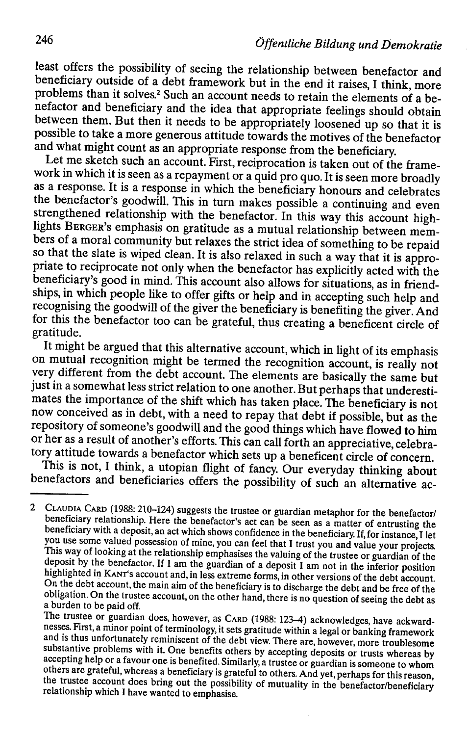least offers the possibility of seeing the relationship between benefactor and beneficiary outside of a debt framework but in the end it raises, I think, more problems than it solves.[2] Such an account needs to retain the elements of a benefactor and beneficiary and the idea that appropriate feelings should obtain between them. But then it needs to be appropriately loosened up so that it is possible to take a more generous attitude towards the motives of the benefactor and what might count as an appropriate response from the beneficiary.

Let me sketch such an account. First, reciprocation is taken out of the framework in which it is seen as a repayment or a quid pro quo. It is seen more broadly as a response. It is a response in which the beneficiary honours and celebrates the benefactor's goodwill. This in turn makes possible a continuing and even strengthened relationship with the benefactor. In this way this account highlights BERGER's emphasis on gratitude as a mutual relationship between members of a moral community but relaxes the strict idea of something to be repaid so that the slate is wiped clean. It is also relaxed in such a way that it is appropriate to reciprocate not only when the benefactor has explicitly acted with the beneficiary's good in mind. This account also allows for situations, as in friendships, in which people like to offer gifts or help and in accepting such help and recognising the goodwill of the giver the beneficiary is benefiting the giver. And for this the benefactor too can be grateful, thus creating a beneficent circle of gratitude.

It might be argued that this alternative account, which in light of its emphasis on mutual recognition might be termed the recognition account, is really not very different from the debt account. The elements are basically the same but just in a somewhat less strict relation to one another. But perhaps that underestimates the importance of the shift which has taken place. The beneficiary is not now conceived as in debt, with a need to repay that debt if possible, but as the repository of someone's goodwill and the good things which have flowed to him or her as a result of another's efforts. This can call forth an appreciative, celebratory attitude towards a benefactor which sets up a beneficent circle of concern.

This is not, I think, a utopian flight of fancy. Our everyday thinking about benefactors and beneficiaries offers the possibility of such an alternative ac-

---

2 CLAUDIA CARD (1988: 210–124) suggests the trustee or guardian metaphor for the benefactor/beneficiary relationship. Here the benefactor's act can be seen as a matter of entrusting the beneficiary with a deposit, an act which shows confidence in the beneficiary. If, for instance, I let you use some valued possession of mine, you can feel that I trust you and value your projects. This way of looking at the relationship emphasises the valuing of the trustee or guardian of the deposit by the benefactor. If I am the guardian of a deposit I am not in the inferior position highlighted in KANT's account and, in less extreme forms, in other versions of the debt account. On the debt account, the main aim of the beneficiary is to discharge the debt and be free of the obligation. On the trustee account, on the other hand, there is no question of seeing the debt as a burden to be paid off.

The trustee or guardian does, however, as CARD (1988: 123–4) acknowledges, have ackwardnesses. First, a minor point of terminology, it sets gratitude within a legal or banking framework and is thus unfortunately reminiscent of the debt view. There are, however, more troublesome substantive problems with it. One benefits others by accepting deposits or trusts whereas by accepting help or a favour one is benefited. Similarly, a trustee or guardian is someone to whom others are grateful, whereas a beneficiary is grateful to others. And yet, perhaps for this reason, the trustee account does bring out the possibility of mutuality in the benefactor/beneficiary relationship which I have wanted to emphasise.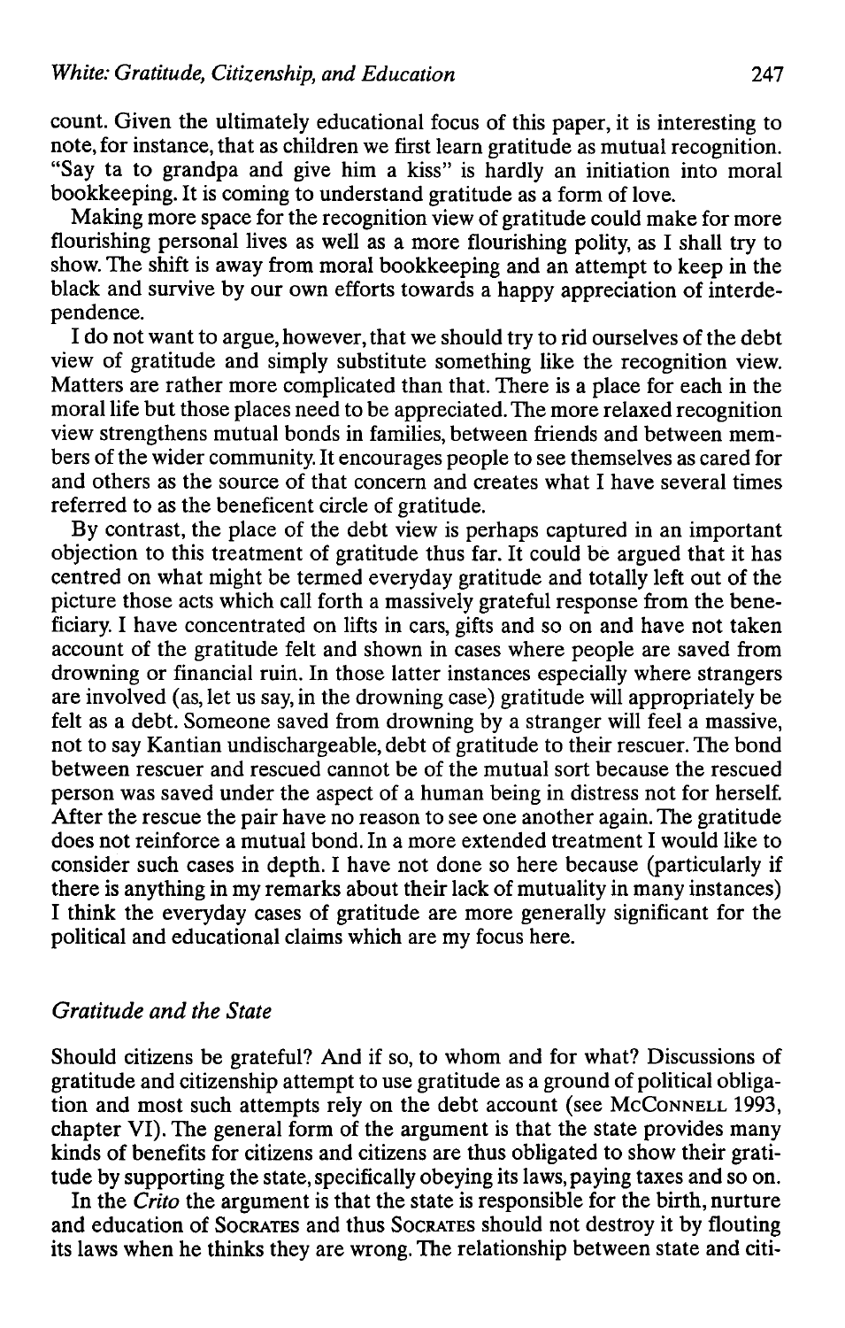count. Given the ultimately educational focus of this paper, it is interesting to note, for instance, that as children we first learn gratitude as mutual recognition. "Say ta to grandpa and give him a kiss" is hardly an initiation into moral bookkeeping. It is coming to understand gratitude as a form of love.

Making more space for the recognition view of gratitude could make for more flourishing personal lives as well as a more flourishing polity, as I shall try to show. The shift is away from moral bookkeeping and an attempt to keep in the black and survive by our own efforts towards a happy appreciation of interdependence.

I do not want to argue, however, that we should try to rid ourselves of the debt view of gratitude and simply substitute something like the recognition view. Matters are rather more complicated than that. There is a place for each in the moral life but those places need to be appreciated. The more relaxed recognition view strengthens mutual bonds in families, between friends and between members of the wider community. It encourages people to see themselves as cared for and others as the source of that concern and creates what I have several times referred to as the beneficent circle of gratitude.

By contrast, the place of the debt view is perhaps captured in an important objection to this treatment of gratitude thus far. It could be argued that it has centred on what might be termed everyday gratitude and totally left out of the picture those acts which call forth a massively grateful response from the beneficiary. I have concentrated on lifts in cars, gifts and so on and have not taken account of the gratitude felt and shown in cases where people are saved from drowning or financial ruin. In those latter instances especially where strangers are involved (as, let us say, in the drowning case) gratitude will appropriately be felt as a debt. Someone saved from drowning by a stranger will feel a massive, not to say Kantian undischargeable, debt of gratitude to their rescuer. The bond between rescuer and rescued cannot be of the mutual sort because the rescued person was saved under the aspect of a human being in distress not for herself. After the rescue the pair have no reason to see one another again. The gratitude does not reinforce a mutual bond. In a more extended treatment I would like to consider such cases in depth. I have not done so here because (particularly if there is anything in my remarks about their lack of mutuality in many instances) I think the everyday cases of gratitude are more generally significant for the political and educational claims which are my focus here.

## *Gratitude and the State*

Should citizens be grateful? And if so, to whom and for what? Discussions of gratitude and citizenship attempt to use gratitude as a ground of political obligation and most such attempts rely on the debt account (see McConnell 1993, chapter VI). The general form of the argument is that the state provides many kinds of benefits for citizens and citizens are thus obligated to show their gratitude by supporting the state, specifically obeying its laws, paying taxes and so on.

In the *Crito* the argument is that the state is responsible for the birth, nurture and education of Socrates and thus Socrates should not destroy it by flouting its laws when he thinks they are wrong. The relationship between state and citi-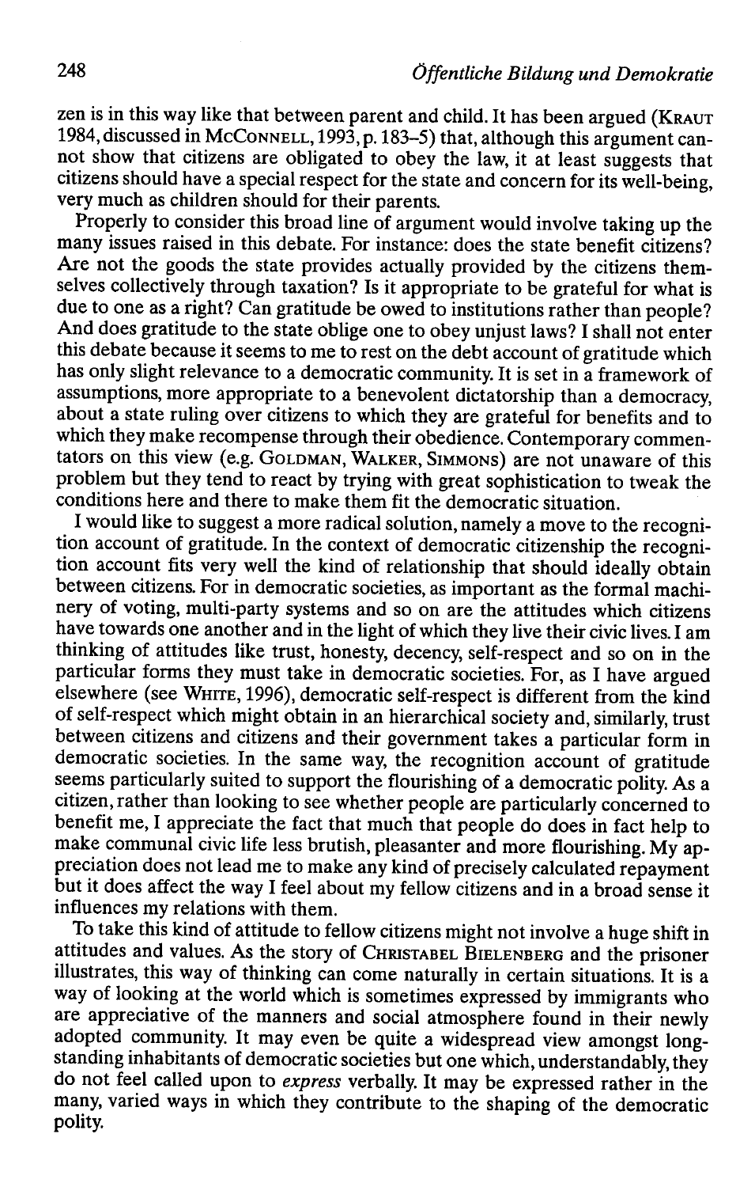zen is in this way like that between parent and child. It has been argued (KRAUT 1984, discussed in MCCONNELL, 1993, p. 183–5) that, although this argument cannot show that citizens are obligated to obey the law, it at least suggests that citizens should have a special respect for the state and concern for its well-being, very much as children should for their parents.

Properly to consider this broad line of argument would involve taking up the many issues raised in this debate. For instance: does the state benefit citizens? Are not the goods the state provides actually provided by the citizens themselves collectively through taxation? Is it appropriate to be grateful for what is due to one as a right? Can gratitude be owed to institutions rather than people? And does gratitude to the state oblige one to obey unjust laws? I shall not enter this debate because it seems to me to rest on the debt account of gratitude which has only slight relevance to a democratic community. It is set in a framework of assumptions, more appropriate to a benevolent dictatorship than a democracy, about a state ruling over citizens to which they are grateful for benefits and to which they make recompense through their obedience. Contemporary commentators on this view (e.g. GOLDMAN, WALKER, SIMMONS) are not unaware of this problem but they tend to react by trying with great sophistication to tweak the conditions here and there to make them fit the democratic situation.

I would like to suggest a more radical solution, namely a move to the recognition account of gratitude. In the context of democratic citizenship the recognition account fits very well the kind of relationship that should ideally obtain between citizens. For in democratic societies, as important as the formal machinery of voting, multi-party systems and so on are the attitudes which citizens have towards one another and in the light of which they live their civic lives. I am thinking of attitudes like trust, honesty, decency, self-respect and so on in the particular forms they must take in democratic societies. For, as I have argued elsewhere (see WHITE, 1996), democratic self-respect is different from the kind of self-respect which might obtain in an hierarchical society and, similarly, trust between citizens and citizens and their government takes a particular form in democratic societies. In the same way, the recognition account of gratitude seems particularly suited to support the flourishing of a democratic polity. As a citizen, rather than looking to see whether people are particularly concerned to benefit me, I appreciate the fact that much that people do does in fact help to make communal civic life less brutish, pleasanter and more flourishing. My appreciation does not lead me to make any kind of precisely calculated repayment but it does affect the way I feel about my fellow citizens and in a broad sense it influences my relations with them.

To take this kind of attitude to fellow citizens might not involve a huge shift in attitudes and values. As the story of CHRISTABEL BIELENBERG and the prisoner illustrates, this way of thinking can come naturally in certain situations. It is a way of looking at the world which is sometimes expressed by immigrants who are appreciative of the manners and social atmosphere found in their newly adopted community. It may even be quite a widespread view amongst long-standing inhabitants of democratic societies but one which, understandably, they do not feel called upon to *express* verbally. It may be expressed rather in the many, varied ways in which they contribute to the shaping of the democratic polity.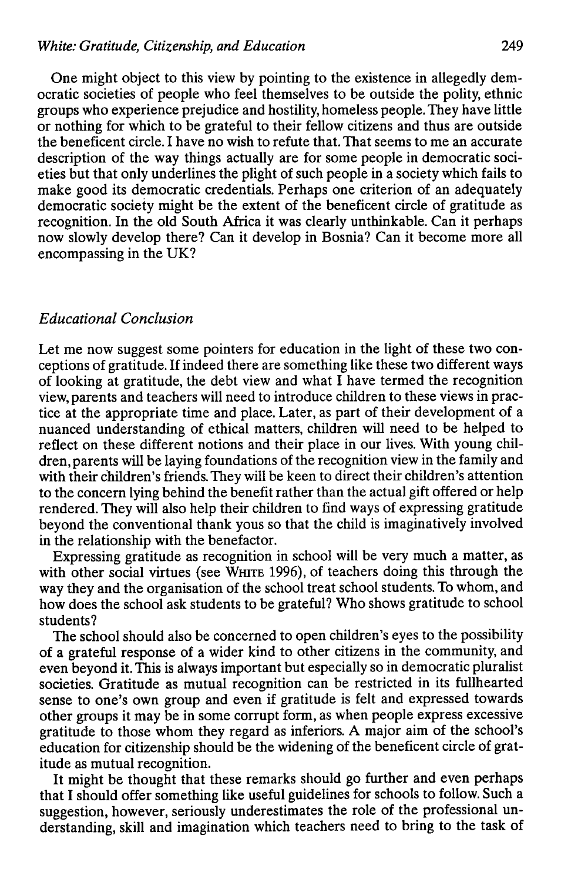One might object to this view by pointing to the existence in allegedly democratic societies of people who feel themselves to be outside the polity, ethnic groups who experience prejudice and hostility, homeless people. They have little or nothing for which to be grateful to their fellow citizens and thus are outside the beneficent circle. I have no wish to refute that. That seems to me an accurate description of the way things actually are for some people in democratic societies but that only underlines the plight of such people in a society which fails to make good its democratic credentials. Perhaps one criterion of an adequately democratic society might be the extent of the beneficent circle of gratitude as recognition. In the old South Africa it was clearly unthinkable. Can it perhaps now slowly develop there? Can it develop in Bosnia? Can it become more all encompassing in the UK?

## *Educational Conclusion*

Let me now suggest some pointers for education in the light of these two conceptions of gratitude. If indeed there are something like these two different ways of looking at gratitude, the debt view and what I have termed the recognition view, parents and teachers will need to introduce children to these views in practice at the appropriate time and place. Later, as part of their development of a nuanced understanding of ethical matters, children will need to be helped to reflect on these different notions and their place in our lives. With young children, parents will be laying foundations of the recognition view in the family and with their children's friends. They will be keen to direct their children's attention to the concern lying behind the benefit rather than the actual gift offered or help rendered. They will also help their children to find ways of expressing gratitude beyond the conventional thank yous so that the child is imaginatively involved in the relationship with the benefactor.

Expressing gratitude as recognition in school will be very much a matter, as with other social virtues (see White 1996), of teachers doing this through the way they and the organisation of the school treat school students. To whom, and how does the school ask students to be grateful? Who shows gratitude to school students?

The school should also be concerned to open children's eyes to the possibility of a grateful response of a wider kind to other citizens in the community, and even beyond it. This is always important but especially so in democratic pluralist societies. Gratitude as mutual recognition can be restricted in its fullhearted sense to one's own group and even if gratitude is felt and expressed towards other groups it may be in some corrupt form, as when people express excessive gratitude to those whom they regard as inferiors. A major aim of the school's education for citizenship should be the widening of the beneficent circle of gratitude as mutual recognition.

It might be thought that these remarks should go further and even perhaps that I should offer something like useful guidelines for schools to follow. Such a suggestion, however, seriously underestimates the role of the professional understanding, skill and imagination which teachers need to bring to the task of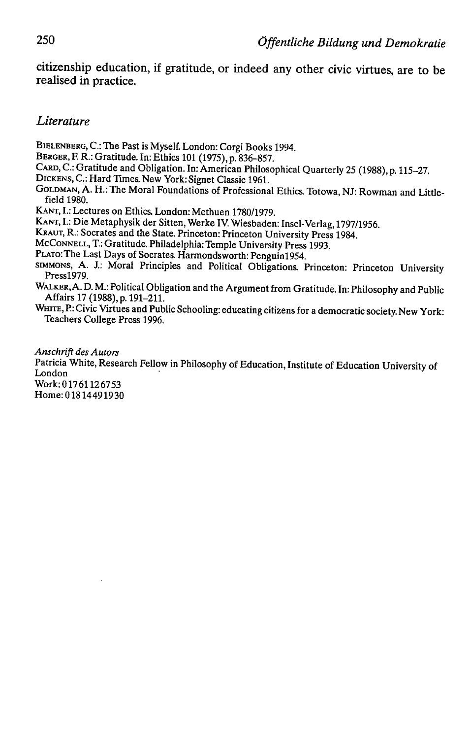citizenship education, if gratitude, or indeed any other civic virtues, are to be realised in practice.

## *Literature*

BIELENBERG, C.: The Past is Myself. London: Corgi Books 1994.

BERGER, F. R.: Gratitude. In: Ethics 101 (1975), p. 836–857.

CARD, C.: Gratitude and Obligation. In: American Philosophical Quarterly 25 (1988), p. 115–27.

DICKENS, C.: Hard Times. New York: Signet Classic 1961.

GOLDMAN, A. H.: The Moral Foundations of Professional Ethics. Totowa, NJ: Rowman and Littlefield 1980.

KANT, I.: Lectures on Ethics. London: Methuen 1780/1979.

KANT, I.: Die Metaphysik der Sitten, Werke IV. Wiesbaden: Insel-Verlag, 1797/1956.

KRAUT, R.: Socrates and the State. Princeton: Princeton University Press 1984.

MCCONNELL, T.: Gratitude. Philadelphia: Temple University Press 1993.

PLATO: The Last Days of Socrates. Harmondsworth: Penguin1954.

SIMMONS, A. J.: Moral Principles and Political Obligations. Princeton: Princeton University Press1979.

WALKER, A. D. M.: Political Obligation and the Argument from Gratitude. In: Philosophy and Public Affairs 17 (1988), p. 191–211.

WHITE, P.: Civic Virtues and Public Schooling: educating citizens for a democratic society. New York: Teachers College Press 1996.

*Anschrift des Autors*
Patricia White, Research Fellow in Philosophy of Education, Institute of Education University of London
Work: 01761126753
Home: 01814491930